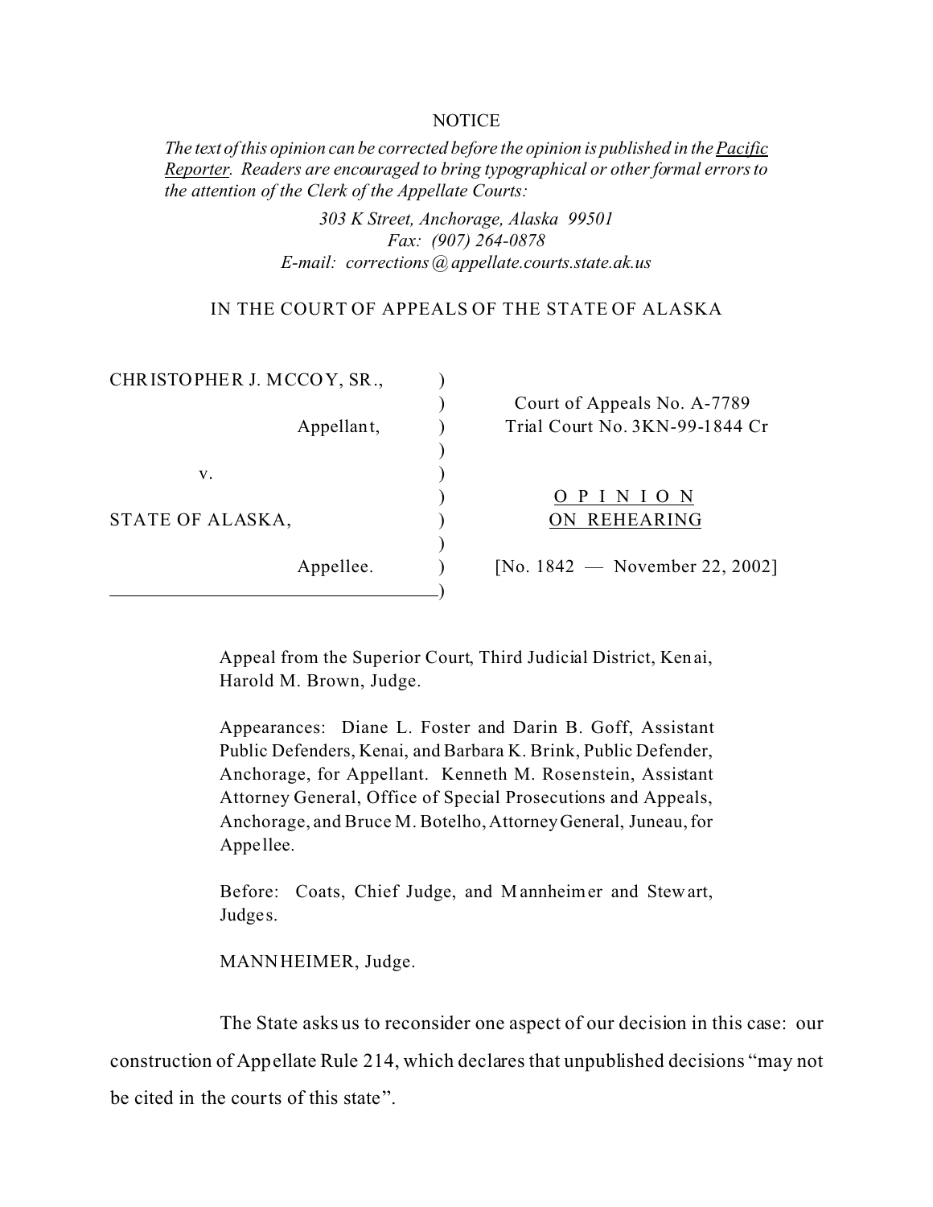NOTICE

*The text of this opinion can be corrected before the opinion is published in the Pacific Reporter. Readers are encouraged to bring typographical or other formal errors to the attention of the Clerk of the Appellate Courts:*

*303 K Street, Anchorage, Alaska 99501*
*Fax: (907) 264-0878*
*E-mail: corrections@appellate.courts.state.ak.us*

IN THE COURT OF APPEALS OF THE STATE OF ALASKA

| | |
|---|---|
| CHRISTOPHER J. MCCOY, SR., Appellant, | Court of Appeals No. A-7789 |
| | Trial Court No. 3KN-99-1844 Cr |
| v. | |
| STATE OF ALASKA, Appellee. | O P I N I O N ON REHEARING |
| | [No. 1842 — November 22, 2002] |

Appeal from the Superior Court, Third Judicial District, Kenai, Harold M. Brown, Judge.

Appearances: Diane L. Foster and Darin B. Goff, Assistant Public Defenders, Kenai, and Barbara K. Brink, Public Defender, Anchorage, for Appellant. Kenneth M. Rosenstein, Assistant Attorney General, Office of Special Prosecutions and Appeals, Anchorage, and Bruce M. Botelho, Attorney General, Juneau, for Appellee.

Before: Coats, Chief Judge, and Mannheimer and Stewart, Judges.

MANNHEIMER, Judge.

The State asks us to reconsider one aspect of our decision in this case: our construction of Appellate Rule 214, which declares that unpublished decisions "may not be cited in the courts of this state".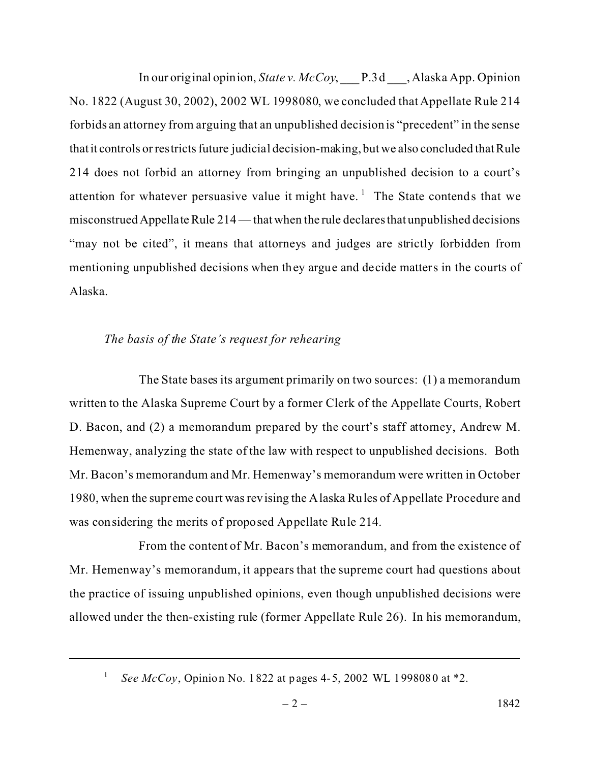In our original opinion, *State v. McCoy*, ___ P.3d ___, Alaska App. Opinion No. 1822 (August 30, 2002), 2002 WL 1998080, we concluded that Appellate Rule 214 forbids an attorney from arguing that an unpublished decision is "precedent" in the sense that it controls or restricts future judicial decision-making, but we also concluded that Rule 214 does not forbid an attorney from bringing an unpublished decision to a court's attention for whatever persuasive value it might have.[1] The State contends that we misconstrued Appellate Rule 214 — that when the rule declares that unpublished decisions "may not be cited", it means that attorneys and judges are strictly forbidden from mentioning unpublished decisions when they argue and decide matters in the courts of Alaska.

*The basis of the State's request for rehearing*

The State bases its argument primarily on two sources: (1) a memorandum written to the Alaska Supreme Court by a former Clerk of the Appellate Courts, Robert D. Bacon, and (2) a memorandum prepared by the court's staff attorney, Andrew M. Hemenway, analyzing the state of the law with respect to unpublished decisions. Both Mr. Bacon's memorandum and Mr. Hemenway's memorandum were written in October 1980, when the supreme court was revising the Alaska Rules of Appellate Procedure and was considering the merits of proposed Appellate Rule 214.

From the content of Mr. Bacon's memorandum, and from the existence of Mr. Hemenway's memorandum, it appears that the supreme court had questions about the practice of issuing unpublished opinions, even though unpublished decisions were allowed under the then-existing rule (former Appellate Rule 26). In his memorandum,

---

[1] *See McCoy*, Opinion No. 1822 at pages 4-5, 2002 WL 1998080 at *2.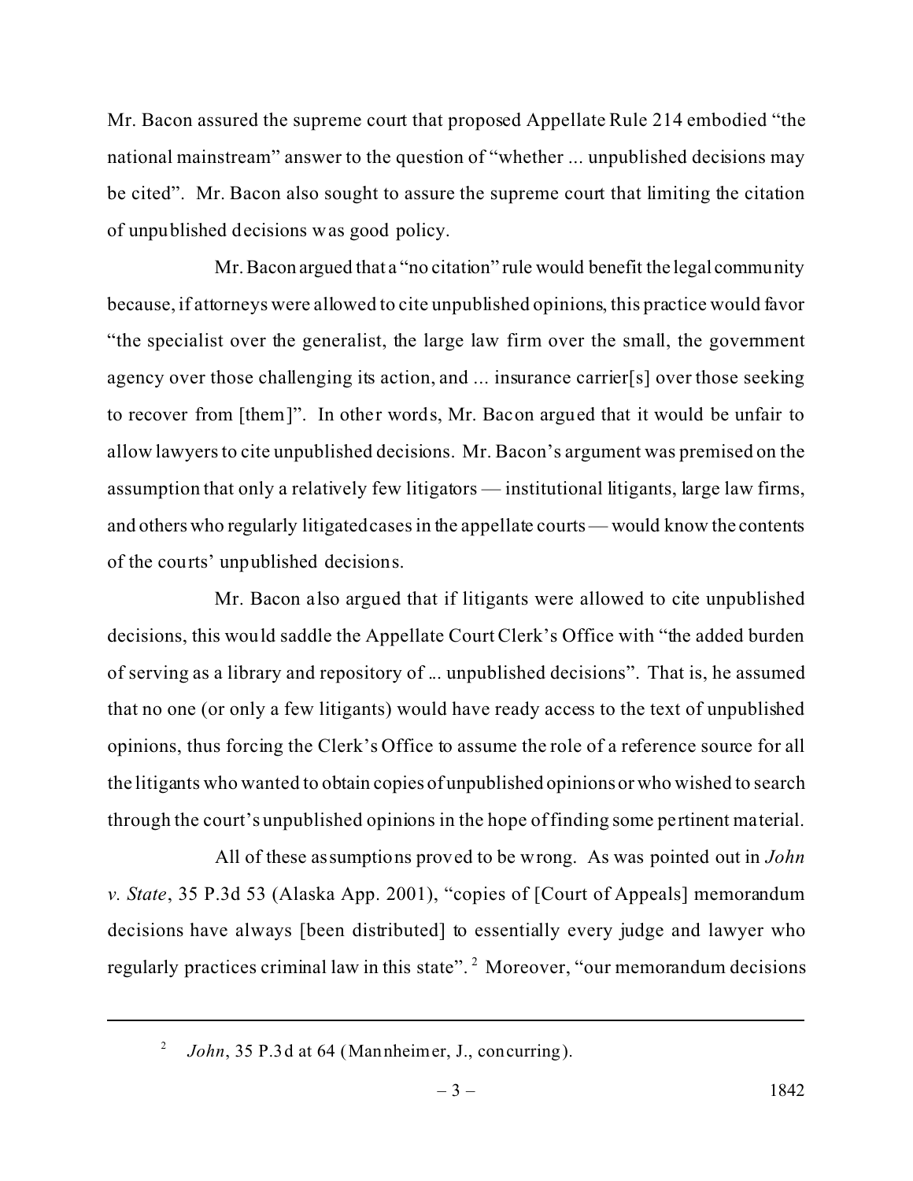Mr. Bacon assured the supreme court that proposed Appellate Rule 214 embodied "the national mainstream" answer to the question of "whether ... unpublished decisions may be cited". Mr. Bacon also sought to assure the supreme court that limiting the citation of unpublished decisions was good policy.

Mr. Bacon argued that a "no citation" rule would benefit the legal community because, if attorneys were allowed to cite unpublished opinions, this practice would favor "the specialist over the generalist, the large law firm over the small, the government agency over those challenging its action, and ... insurance carrier[s] over those seeking to recover from [them]". In other words, Mr. Bacon argued that it would be unfair to allow lawyers to cite unpublished decisions. Mr. Bacon's argument was premised on the assumption that only a relatively few litigators — institutional litigants, large law firms, and others who regularly litigated cases in the appellate courts — would know the contents of the courts' unpublished decisions.

Mr. Bacon also argued that if litigants were allowed to cite unpublished decisions, this would saddle the Appellate Court Clerk's Office with "the added burden of serving as a library and repository of ... unpublished decisions". That is, he assumed that no one (or only a few litigants) would have ready access to the text of unpublished opinions, thus forcing the Clerk's Office to assume the role of a reference source for all the litigants who wanted to obtain copies of unpublished opinions or who wished to search through the court's unpublished opinions in the hope of finding some pertinent material.

All of these assumptions proved to be wrong. As was pointed out in *John v. State*, 35 P.3d 53 (Alaska App. 2001), "copies of [Court of Appeals] memorandum decisions have always [been distributed] to essentially every judge and lawyer who regularly practices criminal law in this state".[2] Moreover, "our memorandum decisions

---

[2] *John*, 35 P.3d at 64 (Mannheimer, J., concurring).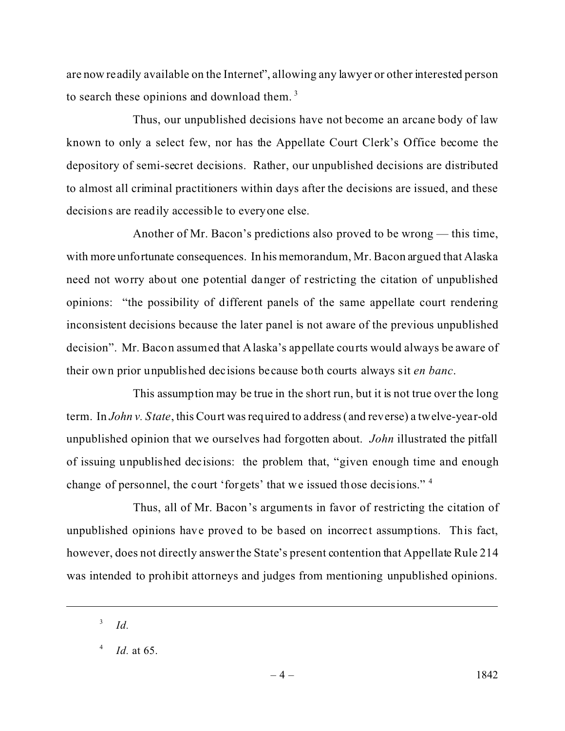are now readily available on the Internet", allowing any lawyer or other interested person to search these opinions and download them.[3]

Thus, our unpublished decisions have not become an arcane body of law known to only a select few, nor has the Appellate Court Clerk's Office become the depository of semi-secret decisions. Rather, our unpublished decisions are distributed to almost all criminal practitioners within days after the decisions are issued, and these decisions are readily accessible to everyone else.

Another of Mr. Bacon's predictions also proved to be wrong — this time, with more unfortunate consequences. In his memorandum, Mr. Bacon argued that Alaska need not worry about one potential danger of restricting the citation of unpublished opinions: "the possibility of different panels of the same appellate court rendering inconsistent decisions because the later panel is not aware of the previous unpublished decision". Mr. Bacon assumed that Alaska's appellate courts would always be aware of their own prior unpublished decisions because both courts always sit *en banc*.

This assumption may be true in the short run, but it is not true over the long term. In *John v. State*, this Court was required to address (and reverse) a twelve-year-old unpublished opinion that we ourselves had forgotten about. *John* illustrated the pitfall of issuing unpublished decisions: the problem that, "given enough time and enough change of personnel, the court 'forgets' that we issued those decisions."[4]

Thus, all of Mr. Bacon's arguments in favor of restricting the citation of unpublished opinions have proved to be based on incorrect assumptions. This fact, however, does not directly answer the State's present contention that Appellate Rule 214 was intended to prohibit attorneys and judges from mentioning unpublished opinions.

---

[3] *Id.*

[4] *Id.* at 65.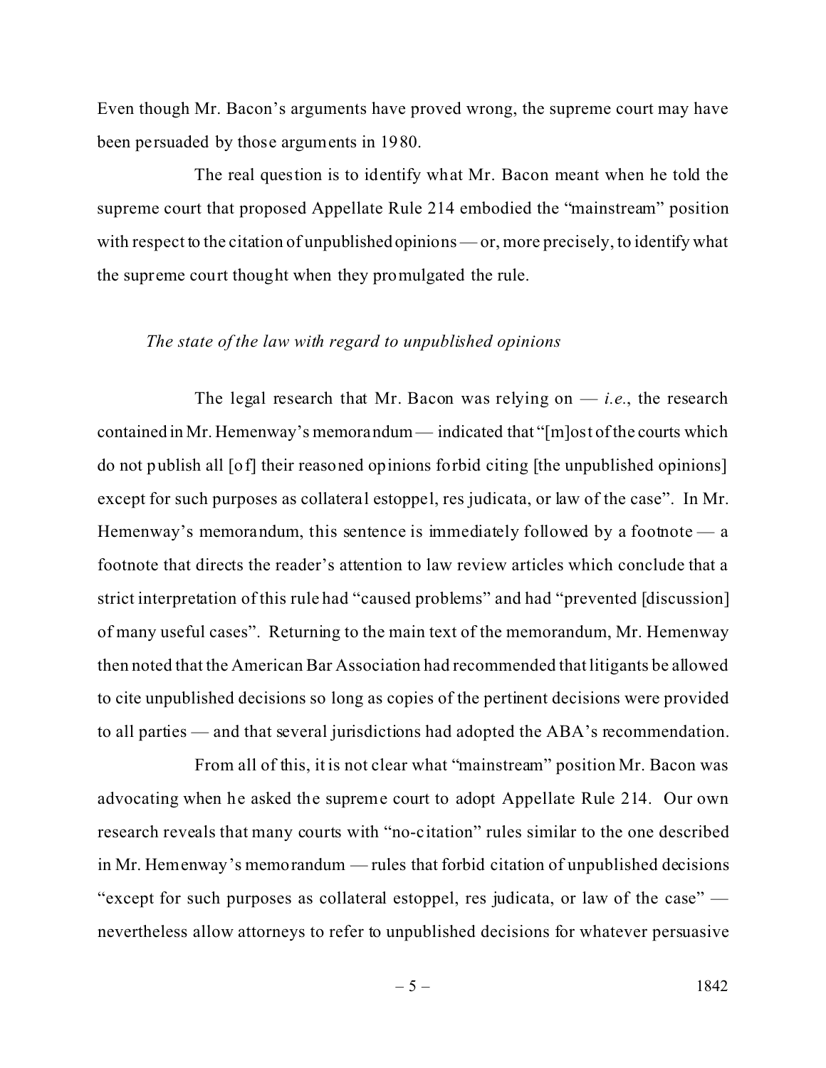Even though Mr. Bacon's arguments have proved wrong, the supreme court may have been persuaded by those arguments in 1980.

The real question is to identify what Mr. Bacon meant when he told the supreme court that proposed Appellate Rule 214 embodied the "mainstream" position with respect to the citation of unpublished opinions — or, more precisely, to identify what the supreme court thought when they promulgated the rule.

*The state of the law with regard to unpublished opinions*

The legal research that Mr. Bacon was relying on — *i.e.*, the research contained in Mr. Hemenway's memorandum — indicated that "[m]ost of the courts which do not publish all [of] their reasoned opinions forbid citing [the unpublished opinions] except for such purposes as collateral estoppel, res judicata, or law of the case". In Mr. Hemenway's memorandum, this sentence is immediately followed by a footnote — a footnote that directs the reader's attention to law review articles which conclude that a strict interpretation of this rule had "caused problems" and had "prevented [discussion] of many useful cases". Returning to the main text of the memorandum, Mr. Hemenway then noted that the American Bar Association had recommended that litigants be allowed to cite unpublished decisions so long as copies of the pertinent decisions were provided to all parties — and that several jurisdictions had adopted the ABA's recommendation.

From all of this, it is not clear what "mainstream" position Mr. Bacon was advocating when he asked the supreme court to adopt Appellate Rule 214. Our own research reveals that many courts with "no-citation" rules similar to the one described in Mr. Hemenway's memorandum — rules that forbid citation of unpublished decisions "except for such purposes as collateral estoppel, res judicata, or law of the case" — nevertheless allow attorneys to refer to unpublished decisions for whatever persuasive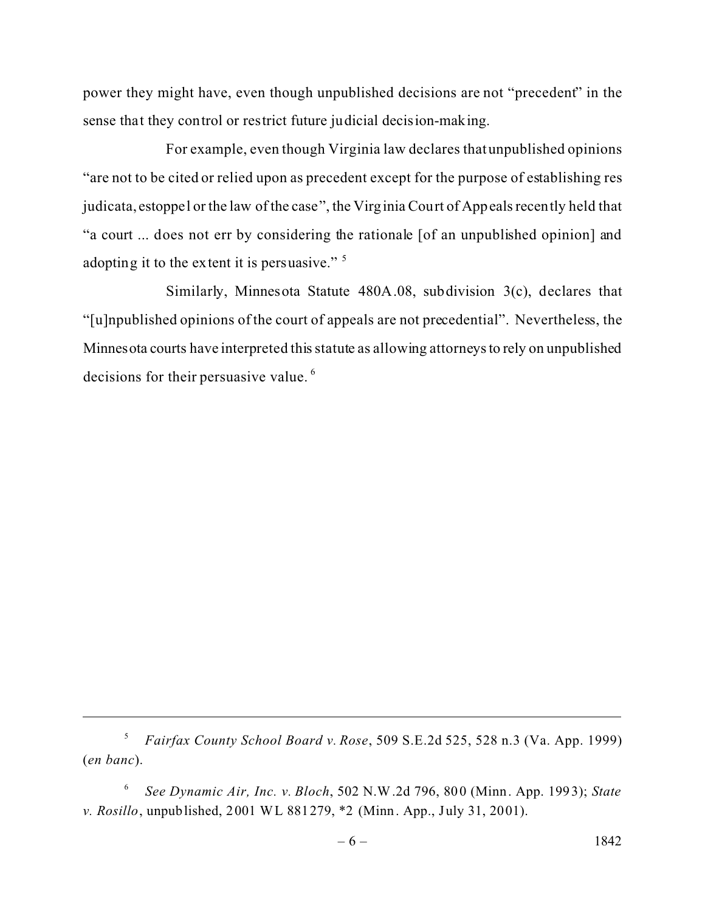power they might have, even though unpublished decisions are not "precedent" in the sense that they control or restrict future judicial decision-making.

For example, even though Virginia law declares that unpublished opinions "are not to be cited or relied upon as precedent except for the purpose of establishing res judicata, estoppel or the law of the case", the Virginia Court of Appeals recently held that "a court ... does not err by considering the rationale [of an unpublished opinion] and adopting it to the extent it is persuasive." [5]

Similarly, Minnesota Statute 480A.08, subdivision 3(c), declares that "[u]npublished opinions of the court of appeals are not precedential". Nevertheless, the Minnesota courts have interpreted this statute as allowing attorneys to rely on unpublished decisions for their persuasive value. [6]

---

[5] *Fairfax County School Board v. Rose*, 509 S.E.2d 525, 528 n.3 (Va. App. 1999) (*en banc*).

[6] *See Dynamic Air, Inc. v. Bloch*, 502 N.W.2d 796, 800 (Minn. App. 1993); *State v. Rosillo*, unpublished, 2001 WL 881279, *2 (Minn. App., July 31, 2001).

1842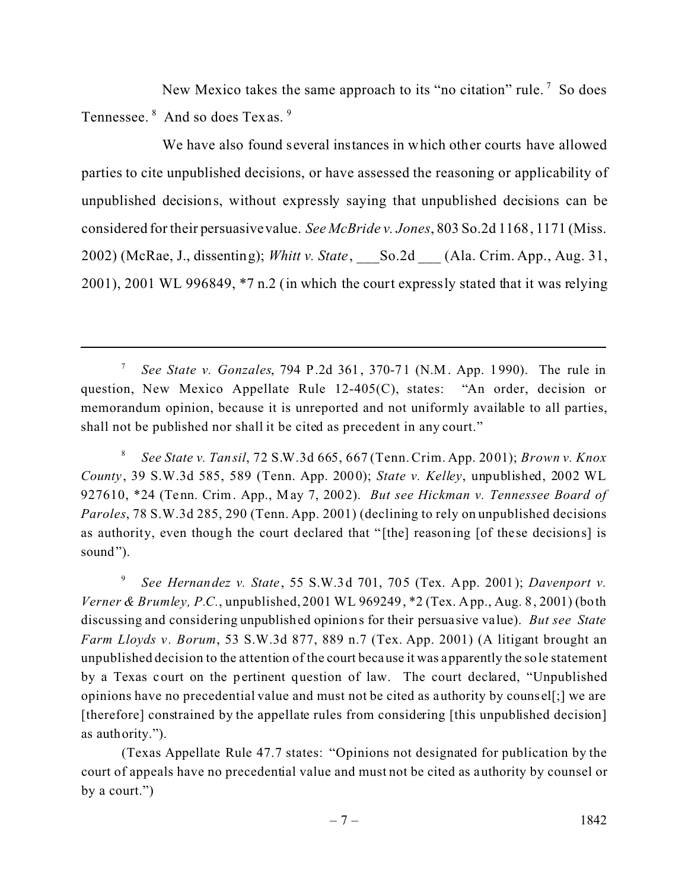New Mexico takes the same approach to its "no citation" rule.[7] So does Tennessee.[8] And so does Texas.[9]

We have also found several instances in which other courts have allowed parties to cite unpublished decisions, or have assessed the reasoning or applicability of unpublished decisions, without expressly saying that unpublished decisions can be considered for their persuasive value. *See McBride v. Jones*, 803 So.2d 1168, 1171 (Miss. 2002) (McRae, J., dissenting); *Whitt v. State*, ___So.2d ___ (Ala. Crim. App., Aug. 31, 2001), 2001 WL 996849, *7 n.2 (in which the court expressly stated that it was relying

---

[7] *See State v. Gonzales*, 794 P.2d 361, 370-71 (N.M. App. 1990). The rule in question, New Mexico Appellate Rule 12-405(C), states: "An order, decision or memorandum opinion, because it is unreported and not uniformly available to all parties, shall not be published nor shall it be cited as precedent in any court."

[8] *See State v. Tansil*, 72 S.W.3d 665, 667 (Tenn. Crim. App. 2001); *Brown v. Knox County*, 39 S.W.3d 585, 589 (Tenn. App. 2000); *State v. Kelley*, unpublished, 2002 WL 927610, *24 (Tenn. Crim. App., May 7, 2002). *But see Hickman v. Tennessee Board of Paroles*, 78 S.W.3d 285, 290 (Tenn. App. 2001) (declining to rely on unpublished decisions as authority, even though the court declared that "[the] reasoning [of these decisions] is sound").

[9] *See Hernandez v. State*, 55 S.W.3d 701, 705 (Tex. App. 2001); *Davenport v. Verner & Brumley, P.C.*, unpublished, 2001 WL 969249, *2 (Tex. App., Aug. 8, 2001) (both discussing and considering unpublished opinions for their persuasive value). *But see State Farm Lloyds v. Borum*, 53 S.W.3d 877, 889 n.7 (Tex. App. 2001) (A litigant brought an unpublished decision to the attention of the court because it was apparently the sole statement by a Texas court on the pertinent question of law. The court declared, "Unpublished opinions have no precedential value and must not be cited as authority by counsel[;] we are [therefore] constrained by the appellate rules from considering [this unpublished decision] as authority.").

(Texas Appellate Rule 47.7 states: "Opinions not designated for publication by the court of appeals have no precedential value and must not be cited as authority by counsel or by a court.")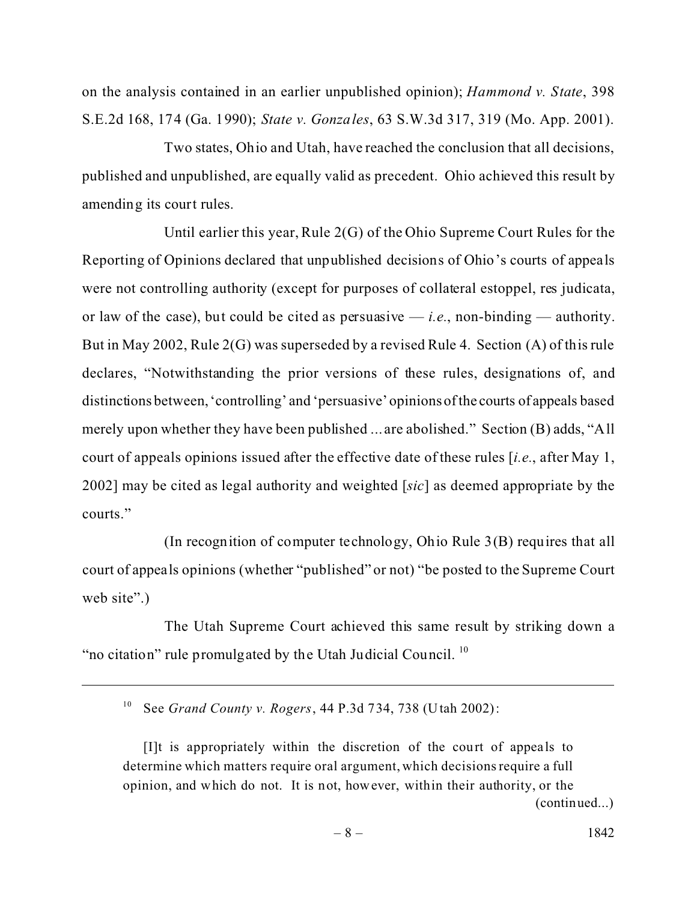on the analysis contained in an earlier unpublished opinion); *Hammond v. State*, 398 S.E.2d 168, 174 (Ga. 1990); *State v. Gonzales*, 63 S.W.3d 317, 319 (Mo. App. 2001).

Two states, Ohio and Utah, have reached the conclusion that all decisions, published and unpublished, are equally valid as precedent. Ohio achieved this result by amending its court rules.

Until earlier this year, Rule 2(G) of the Ohio Supreme Court Rules for the Reporting of Opinions declared that unpublished decisions of Ohio's courts of appeals were not controlling authority (except for purposes of collateral estoppel, res judicata, or law of the case), but could be cited as persuasive — *i.e.*, non-binding — authority. But in May 2002, Rule 2(G) was superseded by a revised Rule 4. Section (A) of this rule declares, "Notwithstanding the prior versions of these rules, designations of, and distinctions between, 'controlling' and 'persuasive' opinions of the courts of appeals based merely upon whether they have been published ... are abolished." Section (B) adds, "All court of appeals opinions issued after the effective date of these rules [*i.e.*, after May 1, 2002] may be cited as legal authority and weighted [*sic*] as deemed appropriate by the courts."

(In recognition of computer technology, Ohio Rule 3(B) requires that all court of appeals opinions (whether "published" or not) "be posted to the Supreme Court web site".)

The Utah Supreme Court achieved this same result by striking down a "no citation" rule promulgated by the Utah Judicial Council. [10]

---

[10] See *Grand County v. Rogers*, 44 P.3d 734, 738 (Utah 2002):

> [I]t is appropriately within the discretion of the court of appeals to determine which matters require oral argument, which decisions require a full opinion, and which do not. It is not, however, within their authority, or the
>
> (continued...)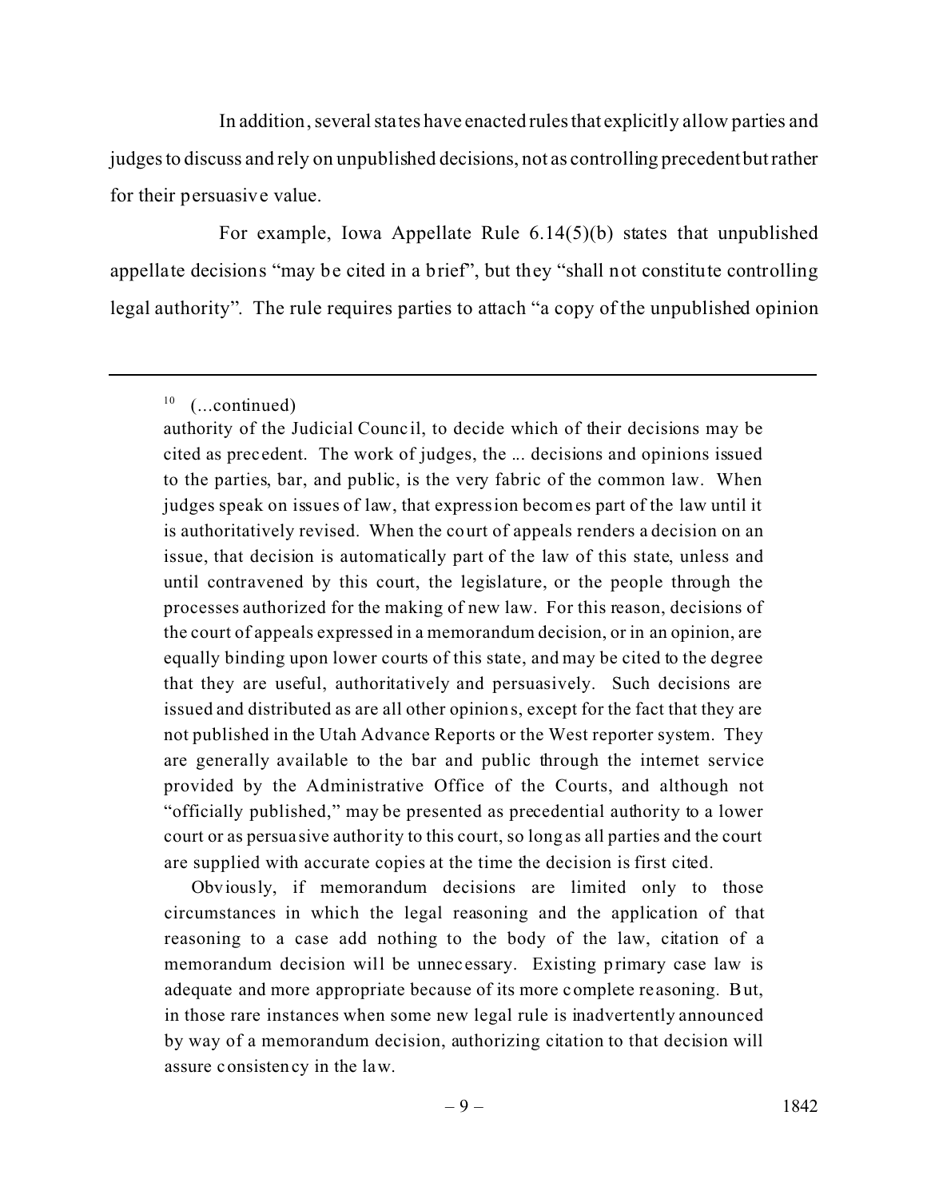In addition, several states have enacted rules that explicitly allow parties and judges to discuss and rely on unpublished decisions, not as controlling precedent but rather for their persuasive value.

For example, Iowa Appellate Rule 6.14(5)(b) states that unpublished appellate decisions "may be cited in a brief", but they "shall not constitute controlling legal authority". The rule requires parties to attach "a copy of the unpublished opinion

---

[10] (...continued)

authority of the Judicial Council, to decide which of their decisions may be cited as precedent. The work of judges, the ... decisions and opinions issued to the parties, bar, and public, is the very fabric of the common law. When judges speak on issues of law, that expression becomes part of the law until it is authoritatively revised. When the court of appeals renders a decision on an issue, that decision is automatically part of the law of this state, unless and until contravened by this court, the legislature, or the people through the processes authorized for the making of new law. For this reason, decisions of the court of appeals expressed in a memorandum decision, or in an opinion, are equally binding upon lower courts of this state, and may be cited to the degree that they are useful, authoritatively and persuasively. Such decisions are issued and distributed as are all other opinions, except for the fact that they are not published in the Utah Advance Reports or the West reporter system. They are generally available to the bar and public through the internet service provided by the Administrative Office of the Courts, and although not "officially published," may be presented as precedential authority to a lower court or as persuasive authority to this court, so long as all parties and the court are supplied with accurate copies at the time the decision is first cited.

Obviously, if memorandum decisions are limited only to those circumstances in which the legal reasoning and the application of that reasoning to a case add nothing to the body of the law, citation of a memorandum decision will be unnecessary. Existing primary case law is adequate and more appropriate because of its more complete reasoning. But, in those rare instances when some new legal rule is inadvertently announced by way of a memorandum decision, authorizing citation to that decision will assure consistency in the law.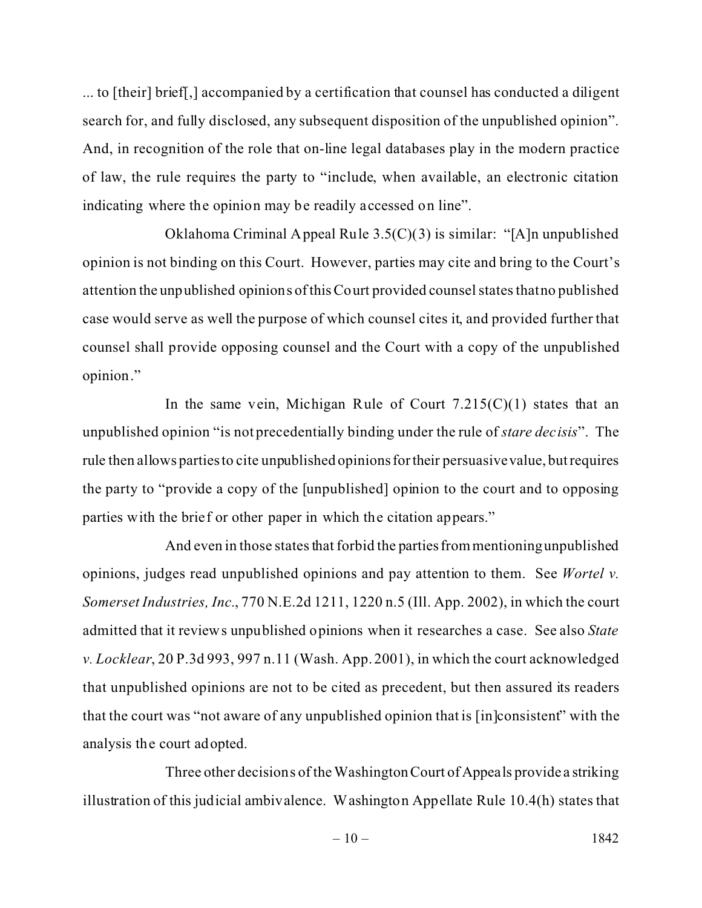... to [their] brief[,] accompanied by a certification that counsel has conducted a diligent search for, and fully disclosed, any subsequent disposition of the unpublished opinion". And, in recognition of the role that on-line legal databases play in the modern practice of law, the rule requires the party to "include, when available, an electronic citation indicating where the opinion may be readily accessed on line".

Oklahoma Criminal Appeal Rule 3.5(C)(3) is similar: "[A]n unpublished opinion is not binding on this Court. However, parties may cite and bring to the Court's attention the unpublished opinions of this Court provided counsel states that no published case would serve as well the purpose of which counsel cites it, and provided further that counsel shall provide opposing counsel and the Court with a copy of the unpublished opinion."

In the same vein, Michigan Rule of Court 7.215(C)(1) states that an unpublished opinion "is not precedentially binding under the rule of *stare decisis*". The rule then allows parties to cite unpublished opinions for their persuasive value, but requires the party to "provide a copy of the [unpublished] opinion to the court and to opposing parties with the brief or other paper in which the citation appears."

And even in those states that forbid the parties from mentioning unpublished opinions, judges read unpublished opinions and pay attention to them. See *Wortel v. Somerset Industries, Inc.*, 770 N.E.2d 1211, 1220 n.5 (Ill. App. 2002), in which the court admitted that it reviews unpublished opinions when it researches a case. See also *State v. Locklear*, 20 P.3d 993, 997 n.11 (Wash. App. 2001), in which the court acknowledged that unpublished opinions are not to be cited as precedent, but then assured its readers that the court was "not aware of any unpublished opinion that is [in]consistent" with the analysis the court adopted.

Three other decisions of the Washington Court of Appeals provide a striking illustration of this judicial ambivalence. Washington Appellate Rule 10.4(h) states that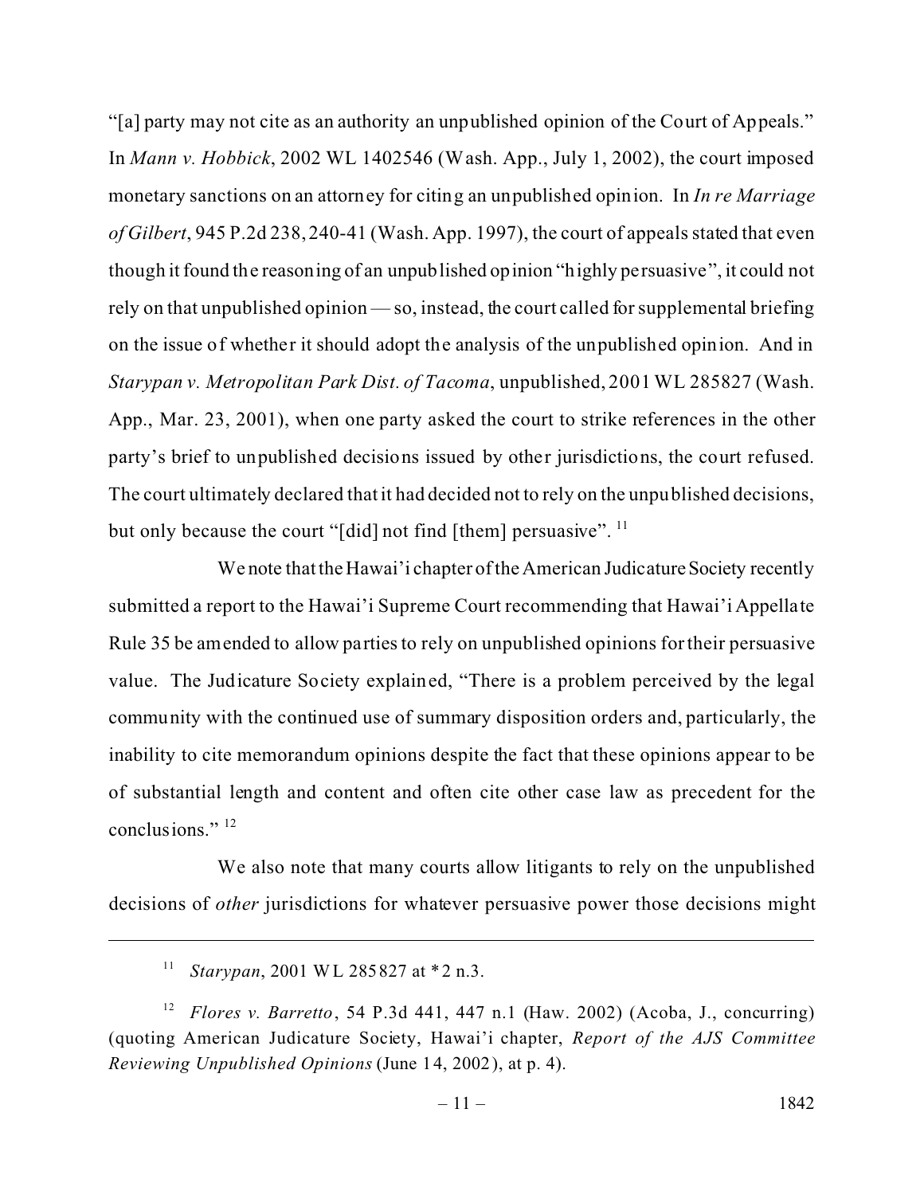"[a] party may not cite as an authority an unpublished opinion of the Court of Appeals." In *Mann v. Hobbick*, 2002 WL 1402546 (Wash. App., July 1, 2002), the court imposed monetary sanctions on an attorney for citing an unpublished opinion. In *In re Marriage of Gilbert*, 945 P.2d 238, 240-41 (Wash. App. 1997), the court of appeals stated that even though it found the reasoning of an unpublished opinion "highly persuasive", it could not rely on that unpublished opinion — so, instead, the court called for supplemental briefing on the issue of whether it should adopt the analysis of the unpublished opinion. And in *Starypan v. Metropolitan Park Dist. of Tacoma*, unpublished, 2001 WL 285827 (Wash. App., Mar. 23, 2001), when one party asked the court to strike references in the other party's brief to unpublished decisions issued by other jurisdictions, the court refused. The court ultimately declared that it had decided not to rely on the unpublished decisions, but only because the court "[did] not find [them] persuasive". [11]

We note that the Hawai'i chapter of the American Judicature Society recently submitted a report to the Hawai'i Supreme Court recommending that Hawai'i Appellate Rule 35 be amended to allow parties to rely on unpublished opinions for their persuasive value. The Judicature Society explained, "There is a problem perceived by the legal community with the continued use of summary disposition orders and, particularly, the inability to cite memorandum opinions despite the fact that these opinions appear to be of substantial length and content and often cite other case law as precedent for the conclusions." [12]

We also note that many courts allow litigants to rely on the unpublished decisions of *other* jurisdictions for whatever persuasive power those decisions might

---

[11] *Starypan*, 2001 WL 285827 at *2 n.3.

[12] *Flores v. Barretto*, 54 P.3d 441, 447 n.1 (Haw. 2002) (Acoba, J., concurring) (quoting American Judicature Society, Hawai'i chapter, *Report of the AJS Committee Reviewing Unpublished Opinions* (June 14, 2002), at p. 4).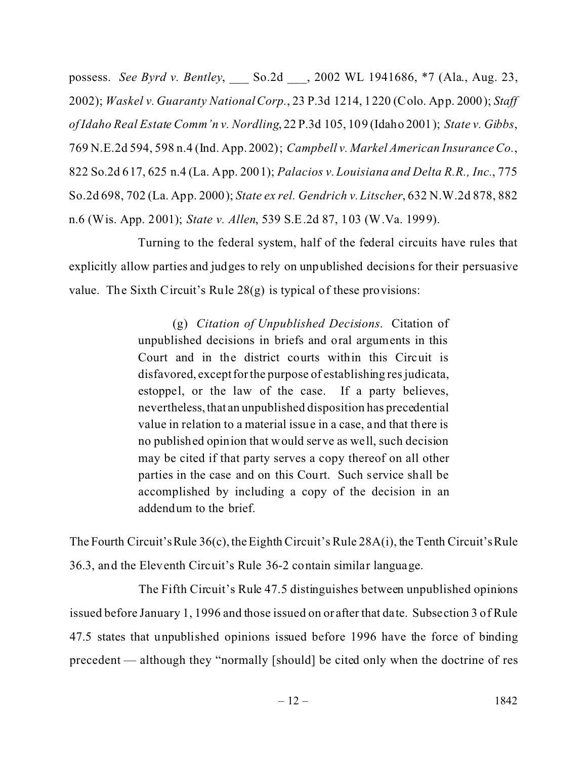possess. *See Byrd v. Bentley*, ___ So.2d ___, 2002 WL 1941686, *7 (Ala., Aug. 23, 2002); *Waskel v. Guaranty National Corp.*, 23 P.3d 1214, 1220 (Colo. App. 2000); *Staff of Idaho Real Estate Comm'n v. Nordling*, 22 P.3d 105, 109 (Idaho 2001); *State v. Gibbs*, 769 N.E.2d 594, 598 n.4 (Ind. App. 2002); *Campbell v. Markel American Insurance Co.*, 822 So.2d 617, 625 n.4 (La. App. 2001); *Palacios v. Louisiana and Delta R.R., Inc.*, 775 So.2d 698, 702 (La. App. 2000); *State ex rel. Gendrich v. Litscher*, 632 N.W.2d 878, 882 n.6 (Wis. App. 2001); *State v. Allen*, 539 S.E.2d 87, 103 (W.Va. 1999).

Turning to the federal system, half of the federal circuits have rules that explicitly allow parties and judges to rely on unpublished decisions for their persuasive value. The Sixth Circuit's Rule 28(g) is typical of these provisions:

> (g) *Citation of Unpublished Decisions*. Citation of unpublished decisions in briefs and oral arguments in this Court and in the district courts within this Circuit is disfavored, except for the purpose of establishing res judicata, estoppel, or the law of the case. If a party believes, nevertheless, that an unpublished disposition has precedential value in relation to a material issue in a case, and that there is no published opinion that would serve as well, such decision may be cited if that party serves a copy thereof on all other parties in the case and on this Court. Such service shall be accomplished by including a copy of the decision in an addendum to the brief.

The Fourth Circuit's Rule 36(c), the Eighth Circuit's Rule 28A(i), the Tenth Circuit's Rule 36.3, and the Eleventh Circuit's Rule 36-2 contain similar language.

The Fifth Circuit's Rule 47.5 distinguishes between unpublished opinions issued before January 1, 1996 and those issued on or after that date. Subsection 3 of Rule 47.5 states that unpublished opinions issued before 1996 have the force of binding precedent — although they "normally [should] be cited only when the doctrine of res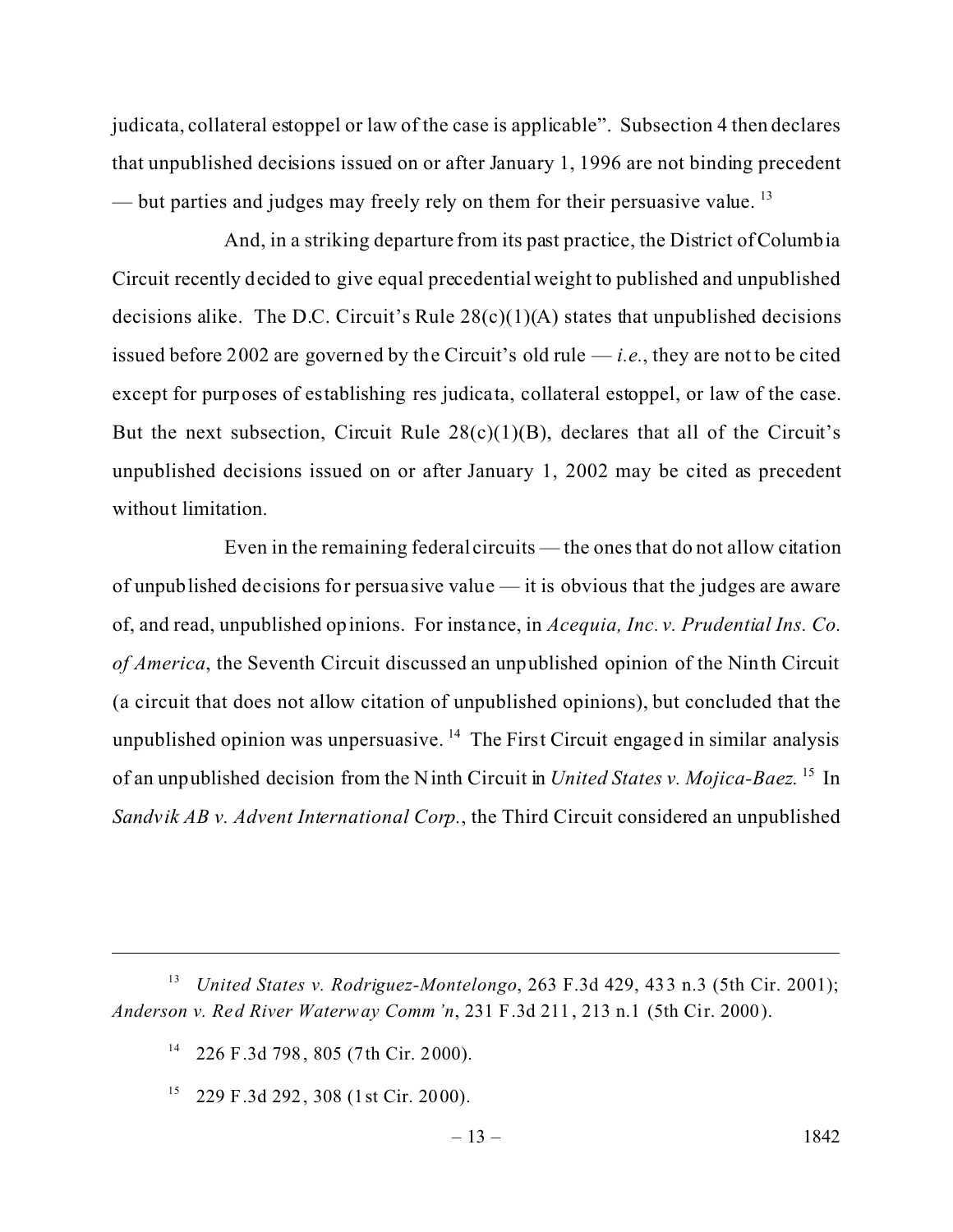judicata, collateral estoppel or law of the case is applicable". Subsection 4 then declares that unpublished decisions issued on or after January 1, 1996 are not binding precedent — but parties and judges may freely rely on them for their persuasive value. [13]

And, in a striking departure from its past practice, the District of Columbia Circuit recently decided to give equal precedential weight to published and unpublished decisions alike. The D.C. Circuit's Rule 28(c)(1)(A) states that unpublished decisions issued before 2002 are governed by the Circuit's old rule — *i.e.*, they are not to be cited except for purposes of establishing res judicata, collateral estoppel, or law of the case. But the next subsection, Circuit Rule 28(c)(1)(B), declares that all of the Circuit's unpublished decisions issued on or after January 1, 2002 may be cited as precedent without limitation.

Even in the remaining federal circuits — the ones that do not allow citation of unpublished decisions for persuasive value — it is obvious that the judges are aware of, and read, unpublished opinions. For instance, in *Acequia, Inc. v. Prudential Ins. Co. of America*, the Seventh Circuit discussed an unpublished opinion of the Ninth Circuit (a circuit that does not allow citation of unpublished opinions), but concluded that the unpublished opinion was unpersuasive. [14] The First Circuit engaged in similar analysis of an unpublished decision from the Ninth Circuit in *United States v. Mojica-Baez*. [15] In *Sandvik AB v. Advent International Corp.*, the Third Circuit considered an unpublished

---

[13] *United States v. Rodriguez-Montelongo*, 263 F.3d 429, 433 n.3 (5th Cir. 2001); *Anderson v. Red River Waterway Comm'n*, 231 F.3d 211, 213 n.1 (5th Cir. 2000).

[14] 226 F.3d 798, 805 (7th Cir. 2000).

[15] 229 F.3d 292, 308 (1st Cir. 2000).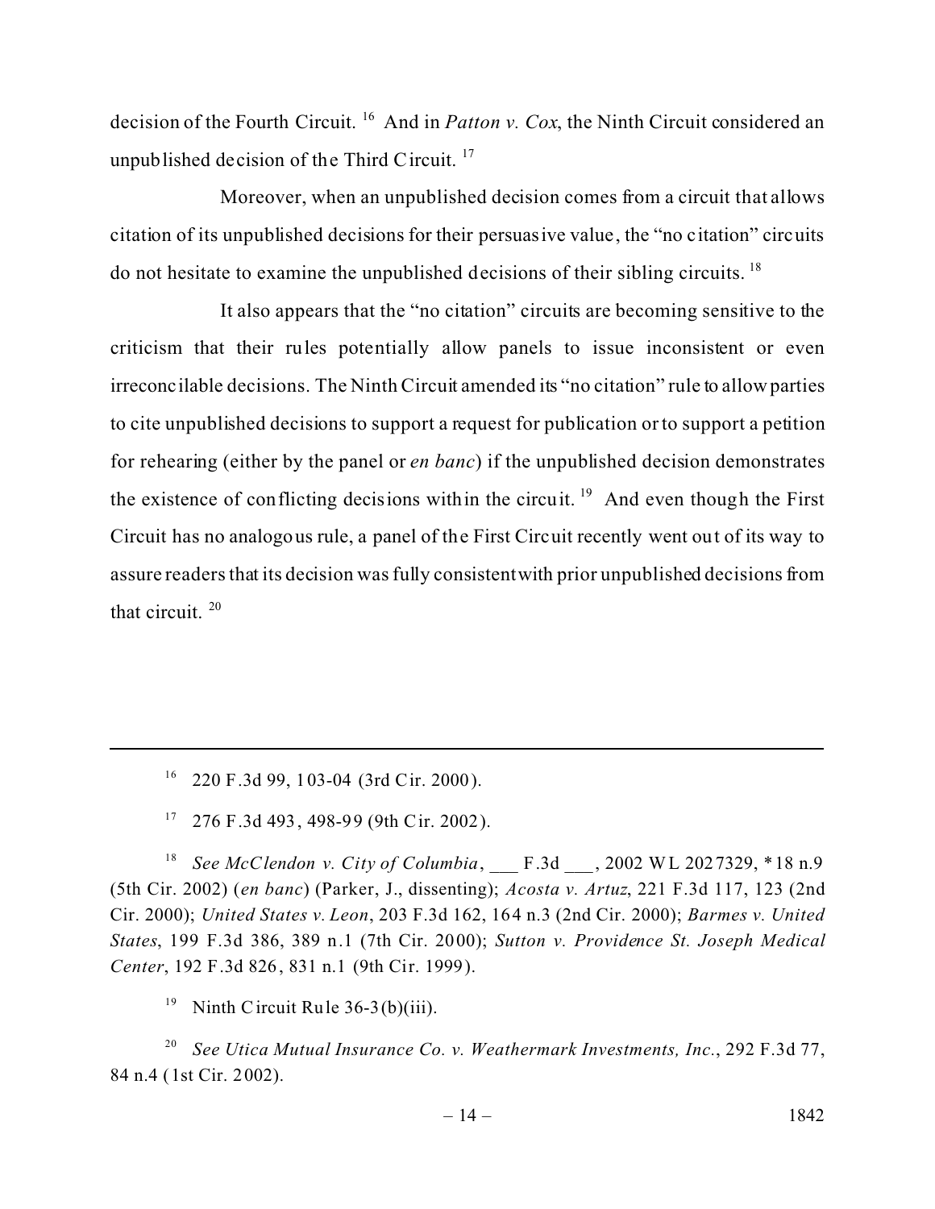decision of the Fourth Circuit.[16] And in *Patton v. Cox*, the Ninth Circuit considered an unpublished decision of the Third Circuit.[17]

Moreover, when an unpublished decision comes from a circuit that allows citation of its unpublished decisions for their persuasive value, the "no citation" circuits do not hesitate to examine the unpublished decisions of their sibling circuits.[18]

It also appears that the "no citation" circuits are becoming sensitive to the criticism that their rules potentially allow panels to issue inconsistent or even irreconcilable decisions. The Ninth Circuit amended its "no citation" rule to allow parties to cite unpublished decisions to support a request for publication or to support a petition for rehearing (either by the panel or *en banc*) if the unpublished decision demonstrates the existence of conflicting decisions within the circuit.[19] And even though the First Circuit has no analogous rule, a panel of the First Circuit recently went out of its way to assure readers that its decision was fully consistent with prior unpublished decisions from that circuit.[20]

---

[16] 220 F.3d 99, 103-04 (3rd Cir. 2000).

[17] 276 F.3d 493, 498-99 (9th Cir. 2002).

[18] *See McClendon v. City of Columbia*, ___ F.3d ___, 2002 WL 2027329, *18 n.9 (5th Cir. 2002) (*en banc*) (Parker, J., dissenting); *Acosta v. Artuz*, 221 F.3d 117, 123 (2nd Cir. 2000); *United States v. Leon*, 203 F.3d 162, 164 n.3 (2nd Cir. 2000); *Barmes v. United States*, 199 F.3d 386, 389 n.1 (7th Cir. 2000); *Sutton v. Providence St. Joseph Medical Center*, 192 F.3d 826, 831 n.1 (9th Cir. 1999).

[19] Ninth Circuit Rule 36-3(b)(iii).

[20] *See Utica Mutual Insurance Co. v. Weathermark Investments, Inc.*, 292 F.3d 77, 84 n.4 (1st Cir. 2002).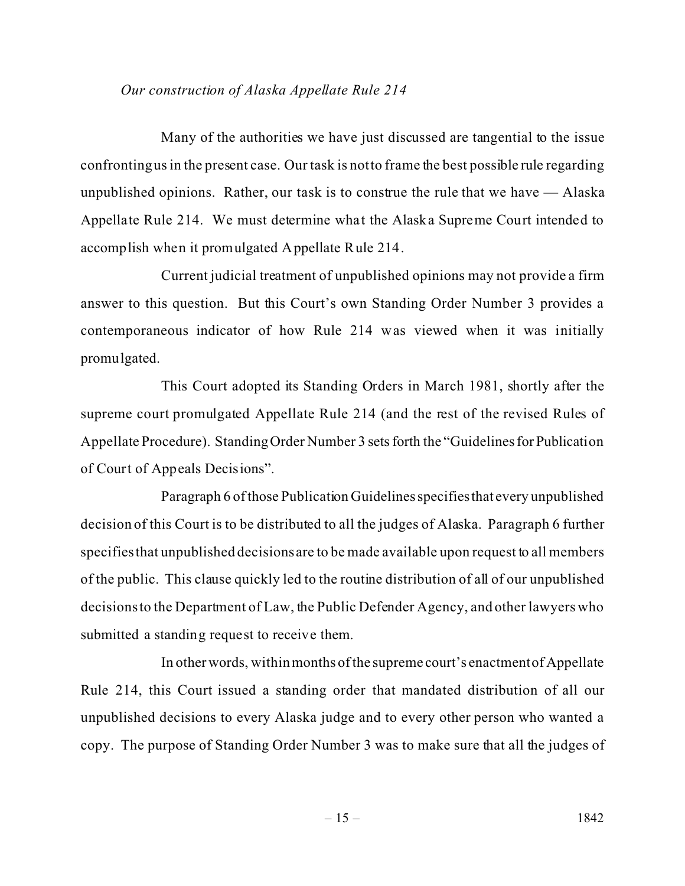*Our construction of Alaska Appellate Rule 214*

Many of the authorities we have just discussed are tangential to the issue confronting us in the present case. Our task is not to frame the best possible rule regarding unpublished opinions. Rather, our task is to construe the rule that we have — Alaska Appellate Rule 214. We must determine what the Alaska Supreme Court intended to accomplish when it promulgated Appellate Rule 214.

Current judicial treatment of unpublished opinions may not provide a firm answer to this question. But this Court's own Standing Order Number 3 provides a contemporaneous indicator of how Rule 214 was viewed when it was initially promulgated.

This Court adopted its Standing Orders in March 1981, shortly after the supreme court promulgated Appellate Rule 214 (and the rest of the revised Rules of Appellate Procedure). Standing Order Number 3 sets forth the "Guidelines for Publication of Court of Appeals Decisions".

Paragraph 6 of those Publication Guidelines specifies that every unpublished decision of this Court is to be distributed to all the judges of Alaska. Paragraph 6 further specifies that unpublished decisions are to be made available upon request to all members of the public. This clause quickly led to the routine distribution of all of our unpublished decisions to the Department of Law, the Public Defender Agency, and other lawyers who submitted a standing request to receive them.

In other words, within months of the supreme court's enactment of Appellate Rule 214, this Court issued a standing order that mandated distribution of all our unpublished decisions to every Alaska judge and to every other person who wanted a copy. The purpose of Standing Order Number 3 was to make sure that all the judges of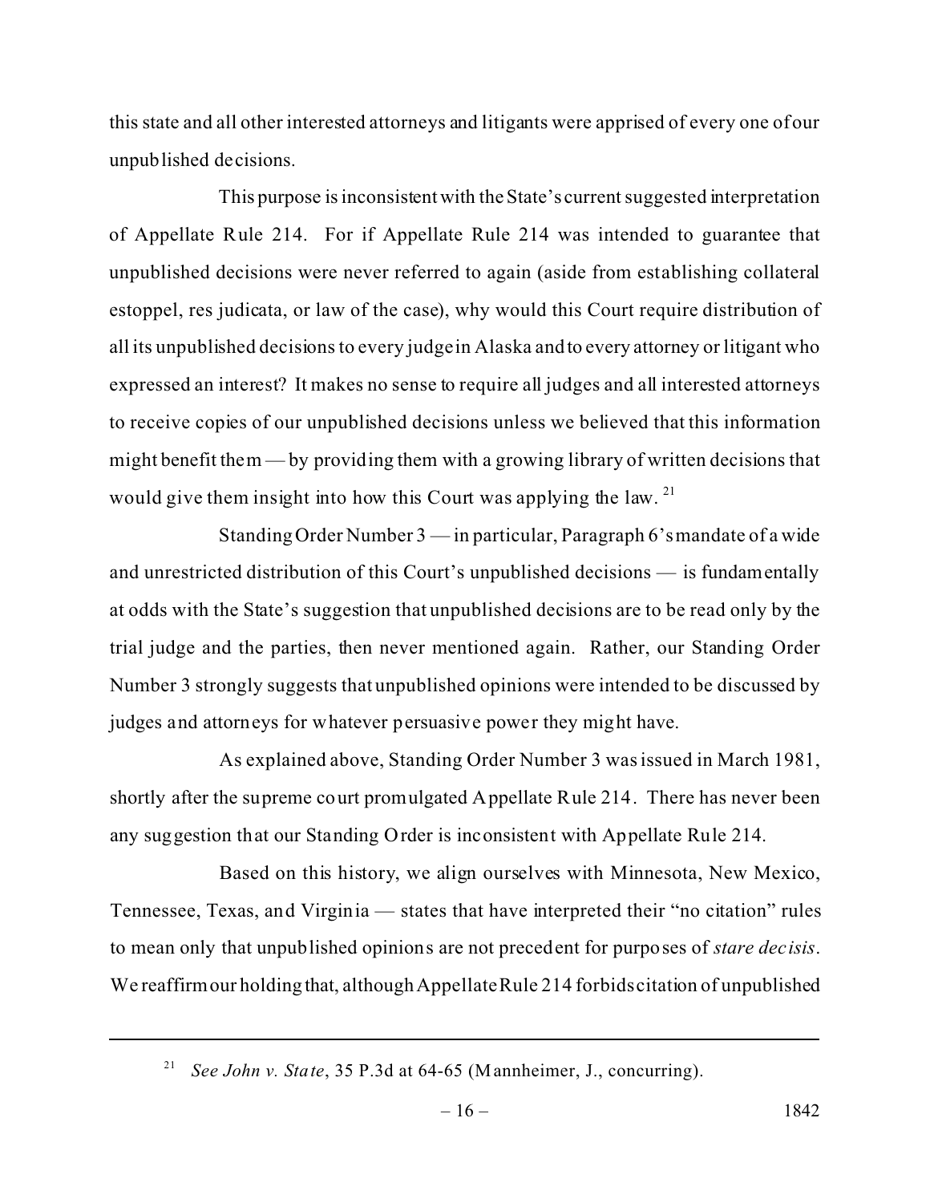this state and all other interested attorneys and litigants were apprised of every one of our unpublished decisions.

This purpose is inconsistent with the State's current suggested interpretation of Appellate Rule 214. For if Appellate Rule 214 was intended to guarantee that unpublished decisions were never referred to again (aside from establishing collateral estoppel, res judicata, or law of the case), why would this Court require distribution of all its unpublished decisions to every judge in Alaska and to every attorney or litigant who expressed an interest? It makes no sense to require all judges and all interested attorneys to receive copies of our unpublished decisions unless we believed that this information might benefit them — by providing them with a growing library of written decisions that would give them insight into how this Court was applying the law.[21]

Standing Order Number 3 — in particular, Paragraph 6's mandate of a wide and unrestricted distribution of this Court's unpublished decisions — is fundamentally at odds with the State's suggestion that unpublished decisions are to be read only by the trial judge and the parties, then never mentioned again. Rather, our Standing Order Number 3 strongly suggests that unpublished opinions were intended to be discussed by judges and attorneys for whatever persuasive power they might have.

As explained above, Standing Order Number 3 was issued in March 1981, shortly after the supreme court promulgated Appellate Rule 214. There has never been any suggestion that our Standing Order is inconsistent with Appellate Rule 214.

Based on this history, we align ourselves with Minnesota, New Mexico, Tennessee, Texas, and Virginia — states that have interpreted their "no citation" rules to mean only that unpublished opinions are not precedent for purposes of *stare decisis*. We reaffirm our holding that, although Appellate Rule 214 forbids citation of unpublished

---

[21] *See John v. State*, 35 P.3d at 64-65 (Mannheimer, J., concurring).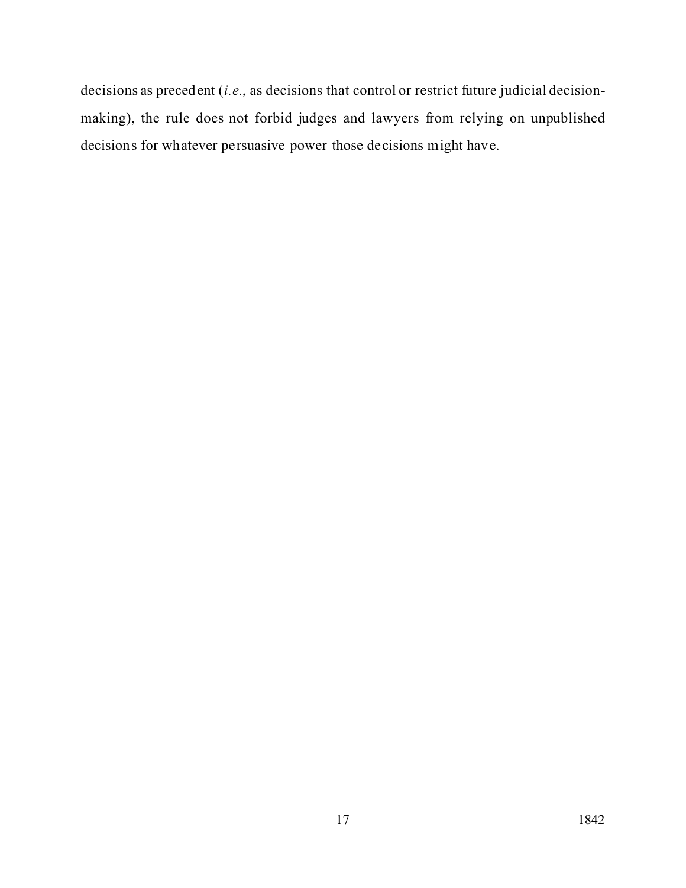decisions as precedent (*i.e.*, as decisions that control or restrict future judicial decision-making), the rule does not forbid judges and lawyers from relying on unpublished decisions for whatever persuasive power those decisions might have.